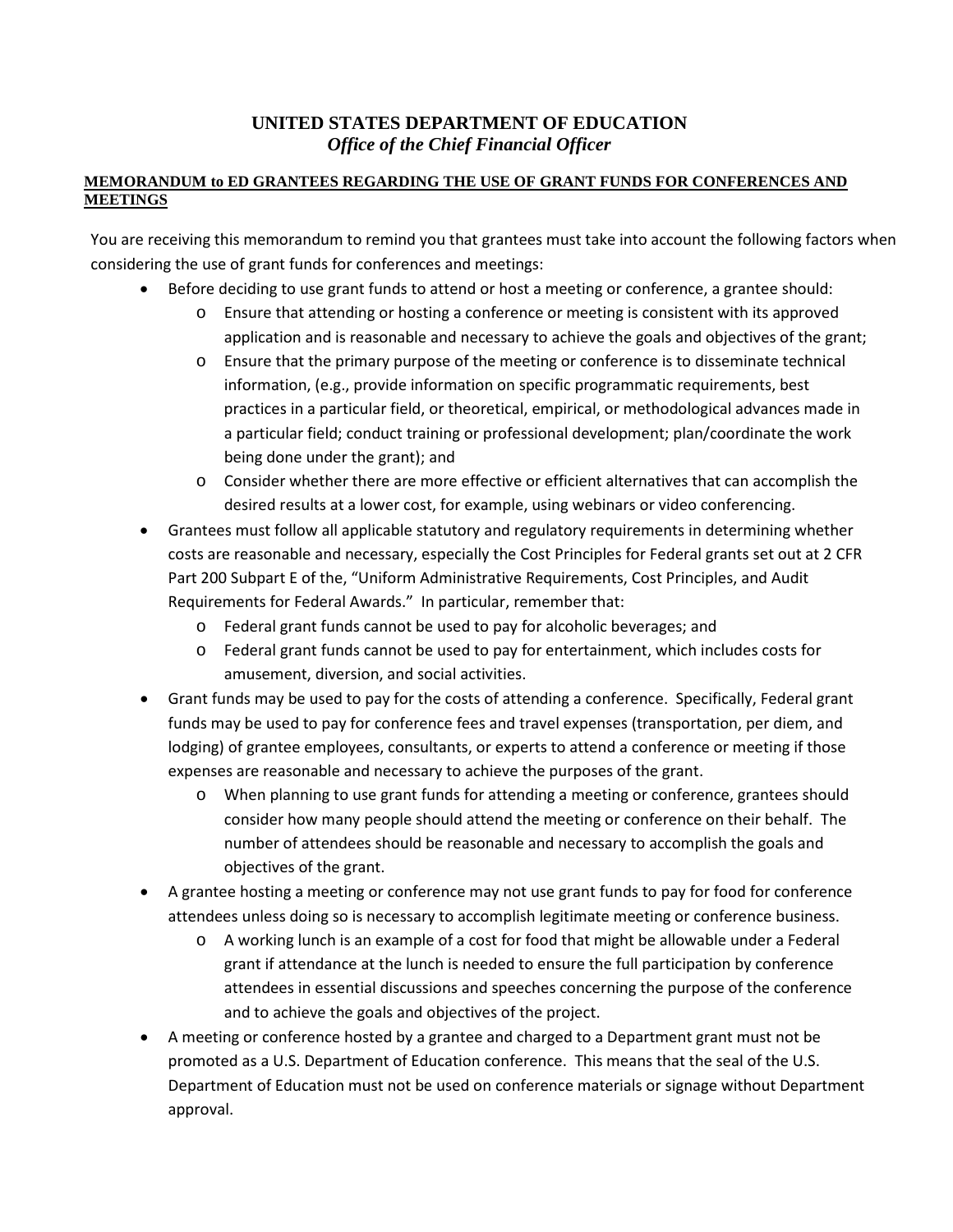# UNITED STATES DEPARTMENT OF EDUCATION

## *Office of the Chief Financial Officer*

**MEMORANDUM to ED GRANTEES REGARDING THE USE OF GRANT FUNDS FOR CONFERENCES AND MEETINGS**

You are receiving this memorandum to remind you that grantees must take into account the following factors when considering the use of grant funds for conferences and meetings:

- Before deciding to use grant funds to attend or host a meeting or conference, a grantee should:
  - Ensure that attending or hosting a conference or meeting is consistent with its approved application and is reasonable and necessary to achieve the goals and objectives of the grant;
  - Ensure that the primary purpose of the meeting or conference is to disseminate technical information, (e.g., provide information on specific programmatic requirements, best practices in a particular field, or theoretical, empirical, or methodological advances made in a particular field; conduct training or professional development; plan/coordinate the work being done under the grant); and
  - Consider whether there are more effective or efficient alternatives that can accomplish the desired results at a lower cost, for example, using webinars or video conferencing.
- Grantees must follow all applicable statutory and regulatory requirements in determining whether costs are reasonable and necessary, especially the Cost Principles for Federal grants set out at 2 CFR Part 200 Subpart E of the, "Uniform Administrative Requirements, Cost Principles, and Audit Requirements for Federal Awards." In particular, remember that:
  - Federal grant funds cannot be used to pay for alcoholic beverages; and
  - Federal grant funds cannot be used to pay for entertainment, which includes costs for amusement, diversion, and social activities.
- Grant funds may be used to pay for the costs of attending a conference. Specifically, Federal grant funds may be used to pay for conference fees and travel expenses (transportation, per diem, and lodging) of grantee employees, consultants, or experts to attend a conference or meeting if those expenses are reasonable and necessary to achieve the purposes of the grant.
  - When planning to use grant funds for attending a meeting or conference, grantees should consider how many people should attend the meeting or conference on their behalf. The number of attendees should be reasonable and necessary to accomplish the goals and objectives of the grant.
- A grantee hosting a meeting or conference may not use grant funds to pay for food for conference attendees unless doing so is necessary to accomplish legitimate meeting or conference business.
  - A working lunch is an example of a cost for food that might be allowable under a Federal grant if attendance at the lunch is needed to ensure the full participation by conference attendees in essential discussions and speeches concerning the purpose of the conference and to achieve the goals and objectives of the project.
- A meeting or conference hosted by a grantee and charged to a Department grant must not be promoted as a U.S. Department of Education conference. This means that the seal of the U.S. Department of Education must not be used on conference materials or signage without Department approval.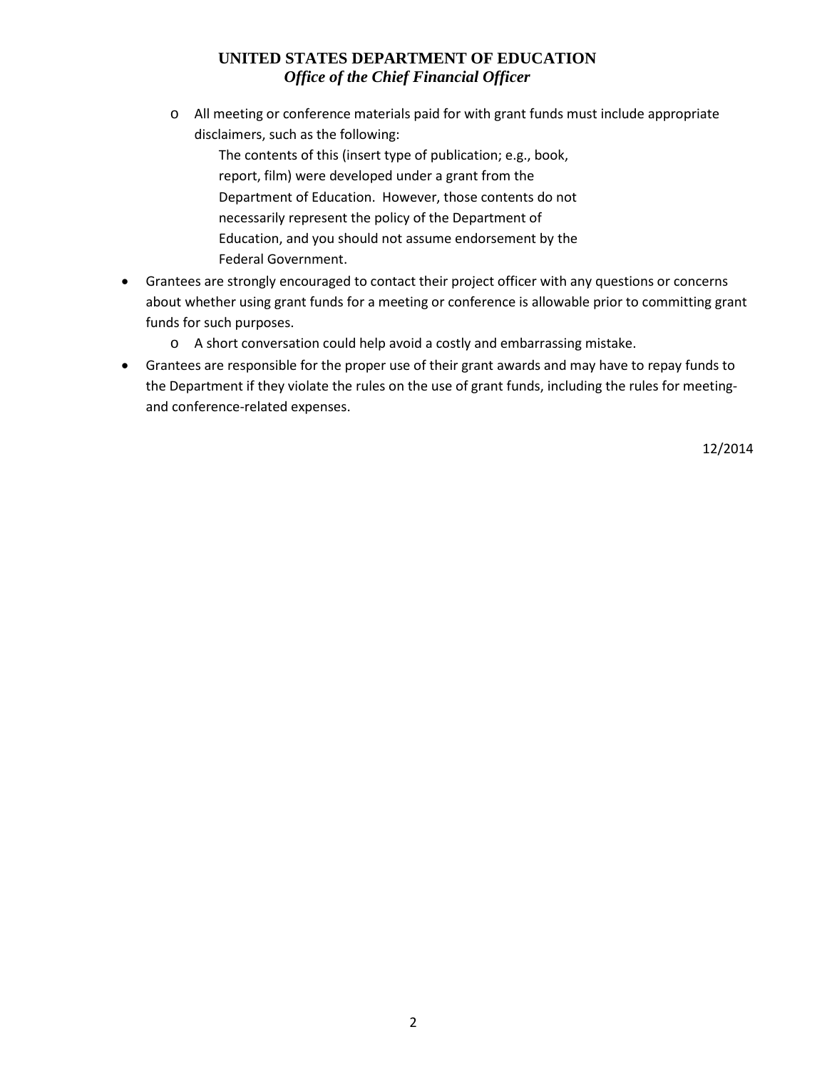- All meeting or conference materials paid for with grant funds must include appropriate disclaimers, such as the following:

    > The contents of this (insert type of publication; e.g., book, report, film) were developed under a grant from the Department of Education. However, those contents do not necessarily represent the policy of the Department of Education, and you should not assume endorsement by the Federal Government.

- Grantees are strongly encouraged to contact their project officer with any questions or concerns about whether using grant funds for a meeting or conference is allowable prior to committing grant funds for such purposes.
  - A short conversation could help avoid a costly and embarrassing mistake.
- Grantees are responsible for the proper use of their grant awards and may have to repay funds to the Department if they violate the rules on the use of grant funds, including the rules for meeting- and conference-related expenses.

12/2014